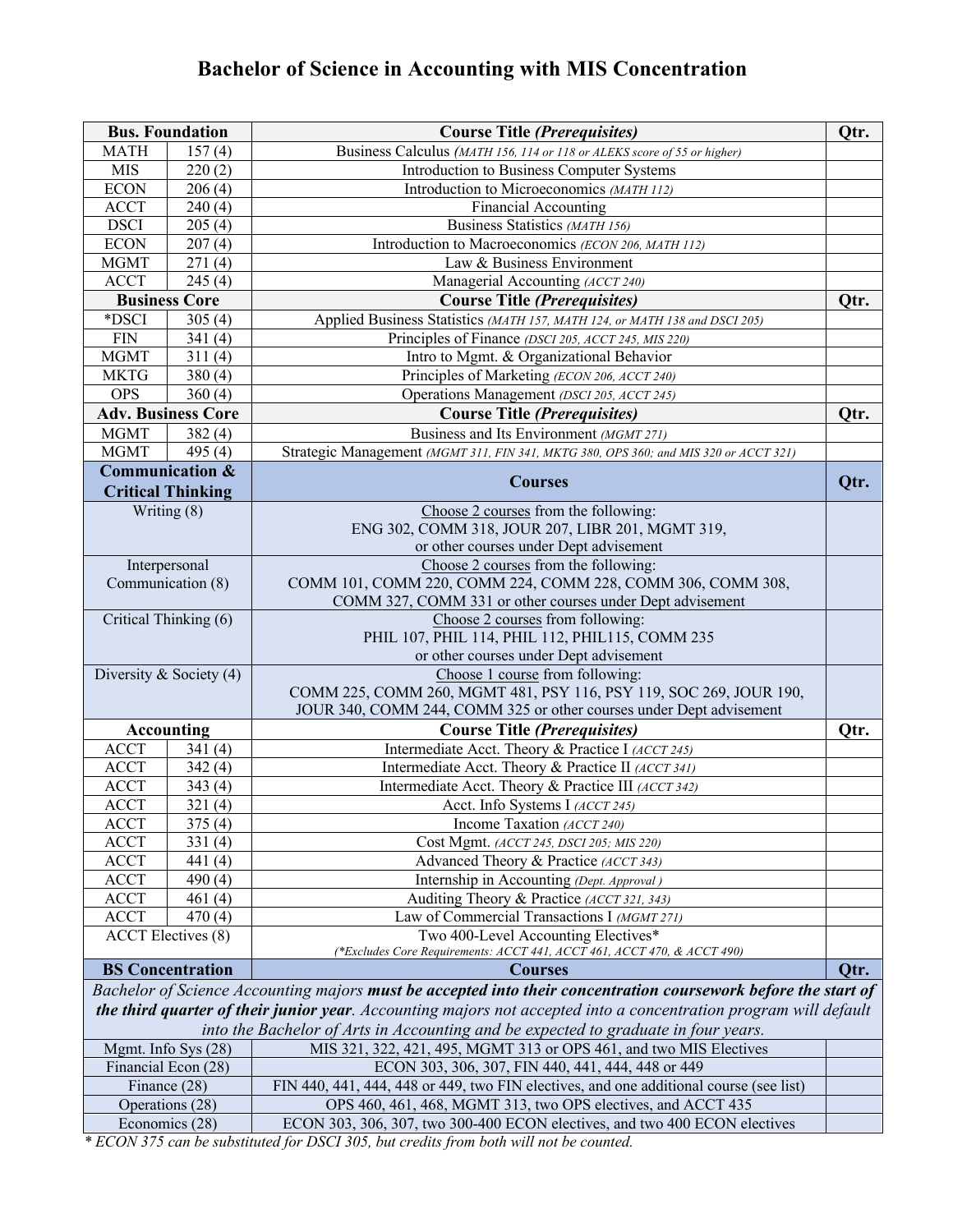# Bachelor of Science in Accounting with MIS Concentration

| Bus. Foundation | | Course Title *(Prerequisites)* | Qtr. |
|---|---|---|---|
| MATH | 157 (4) | Business Calculus *(MATH 156, 114 or 118 or ALEKS score of 55 or higher)* | |
| MIS | 220 (2) | Introduction to Business Computer Systems | |
| ECON | 206 (4) | Introduction to Microeconomics *(MATH 112)* | |
| ACCT | 240 (4) | Financial Accounting | |
| DSCI | 205 (4) | Business Statistics *(MATH 156)* | |
| ECON | 207 (4) | Introduction to Macroeconomics *(ECON 206, MATH 112)* | |
| MGMT | 271 (4) | Law & Business Environment | |
| ACCT | 245 (4) | Managerial Accounting *(ACCT 240)* | |
| **Business Core** | | **Course Title *(Prerequisites)*** | **Qtr.** |
| *DSCI | 305 (4) | Applied Business Statistics *(MATH 157, MATH 124, or MATH 138 and DSCI 205)* | |
| FIN | 341 (4) | Principles of Finance *(DSCI 205, ACCT 245, MIS 220)* | |
| MGMT | 311 (4) | Intro to Mgmt. & Organizational Behavior | |
| MKTG | 380 (4) | Principles of Marketing *(ECON 206, ACCT 240)* | |
| OPS | 360 (4) | Operations Management *(DSCI 205, ACCT 245)* | |
| **Adv. Business Core** | | **Course Title *(Prerequisites)*** | **Qtr.** |
| MGMT | 382 (4) | Business and Its Environment *(MGMT 271)* | |
| MGMT | 495 (4) | Strategic Management *(MGMT 311, FIN 341, MKTG 380, OPS 360; and MIS 320 or ACCT 321)* | |
| **Communication & Critical Thinking** | | **Courses** | **Qtr.** |
| Writing (8) | | Choose 2 courses from the following: ENG 302, COMM 318, JOUR 207, LIBR 201, MGMT 319, or other courses under Dept advisement | |
| Interpersonal Communication (8) | | Choose 2 courses from the following: COMM 101, COMM 220, COMM 224, COMM 228, COMM 306, COMM 308, COMM 327, COMM 331 or other courses under Dept advisement | |
| Critical Thinking (6) | | Choose 2 courses from following: PHIL 107, PHIL 114, PHIL 112, PHIL115, COMM 235 or other courses under Dept advisement | |
| Diversity & Society (4) | | Choose 1 course from following: COMM 225, COMM 260, MGMT 481, PSY 116, PSY 119, SOC 269, JOUR 190, JOUR 340, COMM 244, COMM 325 or other courses under Dept advisement | |
| **Accounting** | | **Course Title *(Prerequisites)*** | **Qtr.** |
| ACCT | 341 (4) | Intermediate Acct. Theory & Practice I *(ACCT 245)* | |
| ACCT | 342 (4) | Intermediate Acct. Theory & Practice II *(ACCT 341)* | |
| ACCT | 343 (4) | Intermediate Acct. Theory & Practice III *(ACCT 342)* | |
| ACCT | 321 (4) | Acct. Info Systems I *(ACCT 245)* | |
| ACCT | 375 (4) | Income Taxation *(ACCT 240)* | |
| ACCT | 331 (4) | Cost Mgmt. *(ACCT 245, DSCI 205; MIS 220)* | |
| ACCT | 441 (4) | Advanced Theory & Practice *(ACCT 343)* | |
| ACCT | 490 (4) | Internship in Accounting *(Dept. Approval )* | |
| ACCT | 461 (4) | Auditing Theory & Practice *(ACCT 321, 343)* | |
| ACCT | 470 (4) | Law of Commercial Transactions I *(MGMT 271)* | |
| ACCT Electives (8) | | Two 400-Level Accounting Electives* *(*Excludes Core Requirements: ACCT 441, ACCT 461, ACCT 470, & ACCT 490)* | |
| **BS Concentration** | | **Courses** | **Qtr.** |
| *Bachelor of Science Accounting majors **must be accepted into their concentration coursework before the start of the third quarter of their junior year**. Accounting majors not accepted into a concentration program will default into the Bachelor of Arts in Accounting and be expected to graduate in four years.* | | | |
| Mgmt. Info Sys (28) | | MIS 321, 322, 421, 495, MGMT 313 or OPS 461, and two MIS Electives | |
| Financial Econ (28) | | ECON 303, 306, 307, FIN 440, 441, 444, 448 or 449 | |
| Finance (28) | | FIN 440, 441, 444, 448 or 449, two FIN electives, and one additional course (see list) | |
| Operations (28) | | OPS 460, 461, 468, MGMT 313, two OPS electives, and ACCT 435 | |
| Economics (28) | | ECON 303, 306, 307, two 300-400 ECON electives, and two 400 ECON electives | |

*\* ECON 375 can be substituted for DSCI 305, but credits from both will not be counted.*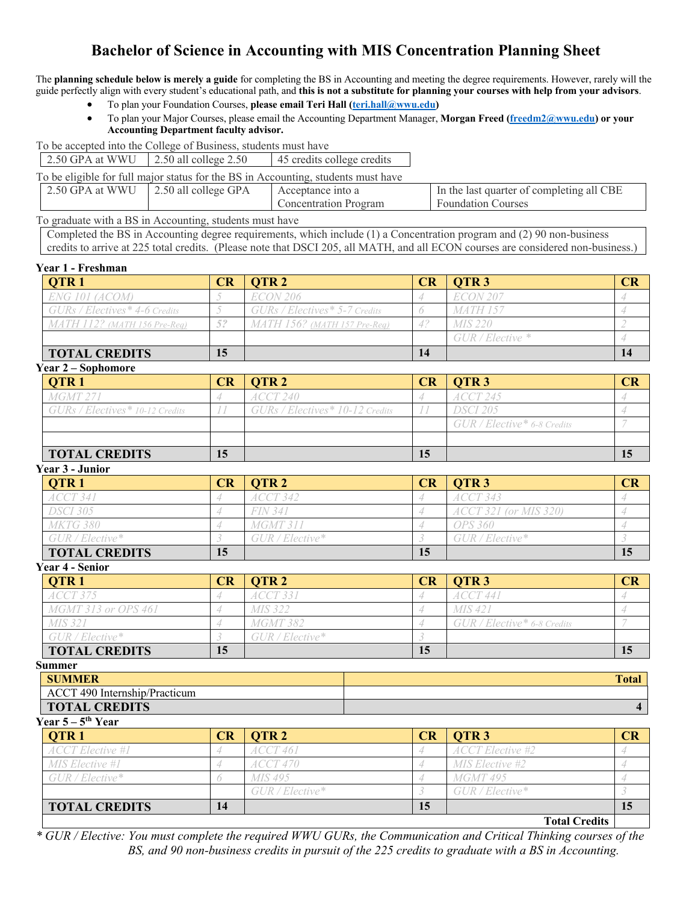# Bachelor of Science in Accounting with MIS Concentration Planning Sheet

The **planning schedule below is merely a guide** for completing the BS in Accounting and meeting the degree requirements. However, rarely will the guide perfectly align with every student's educational path, and **this is not a substitute for planning your courses with help from your advisors**.

- To plan your Foundation Courses, **please email Teri Hall (teri.hall@wwu.edu)**
- To plan your Major Courses, please email the Accounting Department Manager, **Morgan Freed (freedm2@wwu.edu) or your Accounting Department faculty advisor.**

To be accepted into the College of Business, students must have

| | | |
|---|---|---|
| 2.50 GPA at WWU | 2.50 all college 2.50 | 45 credits college credits |

To be eligible for full major status for the BS in Accounting, students must have

| | | | |
|---|---|---|---|
| 2.50 GPA at WWU | 2.50 all college GPA | Acceptance into a Concentration Program | In the last quarter of completing all CBE Foundation Courses |

To graduate with a BS in Accounting, students must have

| |
|---|
| Completed the BS in Accounting degree requirements, which include (1) a Concentration program and (2) 90 non-business credits to arrive at 225 total credits. (Please note that DSCI 205, all MATH, and all ECON courses are considered non-business.) |

**Year 1 - Freshman**

| QTR 1 | CR | QTR 2 | CR | QTR 3 | CR |
|---|---|---|---|---|---|
| ENG 101 (ACOM) | 5 | ECON 206 | 4 | ECON 207 | 4 |
| GURs / Electives* 4-6 Credits | 5 | GURs / Electives* 5-7 Credits | 6 | MATH 157 | 4 |
| MATH 112? (MATH 156 Pre-Req) | 5? | MATH 156? (MATH 157 Pre-Req) | 4? | MIS 220 | 2 |
| | | | | GUR / Elective * | 4 |
| **TOTAL CREDITS** | **15** | | **14** | | **14** |

**Year 2 – Sophomore**

| QTR 1 | CR | QTR 2 | CR | QTR 3 | CR |
|---|---|---|---|---|---|
| MGMT 271 | 4 | ACCT 240 | 4 | ACCT 245 | 4 |
| GURs / Electives* 10-12 Credits | 11 | GURs / Electives* 10-12 Credits | 11 | DSCI 205 | 4 |
| | | | | GUR / Elective* 6-8 Credits | 7 |
| | | | | | |
| **TOTAL CREDITS** | **15** | | **15** | | **15** |

**Year 3 - Junior**

| QTR 1 | CR | QTR 2 | CR | QTR 3 | CR |
|---|---|---|---|---|---|
| ACCT 341 | 4 | ACCT 342 | 4 | ACCT 343 | 4 |
| DSCI 305 | 4 | FIN 341 | 4 | ACCT 321 (or MIS 320) | 4 |
| MKTG 380 | 4 | MGMT 311 | 4 | OPS 360 | 4 |
| GUR / Elective* | 3 | GUR / Elective* | 3 | GUR / Elective* | 3 |
| **TOTAL CREDITS** | **15** | | **15** | | **15** |

**Year 4 - Senior**

| QTR 1 | CR | QTR 2 | CR | QTR 3 | CR |
|---|---|---|---|---|---|
| ACCT 375 | 4 | ACCT 331 | 4 | ACCT 441 | 4 |
| MGMT 313 or OPS 461 | 4 | MIS 322 | 4 | MIS 421 | 4 |
| MIS 321 | 4 | MGMT 382 | 4 | GUR / Elective* 6-8 Credits | 7 |
| GUR / Elective* | 3 | GUR / Elective* | 3 | | |
| **TOTAL CREDITS** | **15** | | **15** | | **15** |

**Summer**

| SUMMER | Total |
|---|---|
| ACCT 490 Internship/Practicum | |
| **TOTAL CREDITS** | **4** |

**Year 5 – 5th Year**

| QTR 1 | CR | QTR 2 | CR | QTR 3 | CR |
|---|---|---|---|---|---|
| ACCT Elective #1 | 4 | ACCT 461 | 4 | ACCT Elective #2 | 4 |
| MIS Elective #1 | 4 | ACCT 470 | 4 | MIS Elective #2 | 4 |
| GUR / Elective* | 6 | MIS 495 | 4 | MGMT 495 | 4 |
| | | GUR / Elective* | 3 | GUR / Elective* | 3 |
| **TOTAL CREDITS** | **14** | | **15** | | **15** |
| | | | | **Total Credits** | |

*\* GUR / Elective: You must complete the required WWU GURs, the Communication and Critical Thinking courses of the BS, and 90 non-business credits in pursuit of the 225 credits to graduate with a BS in Accounting.*